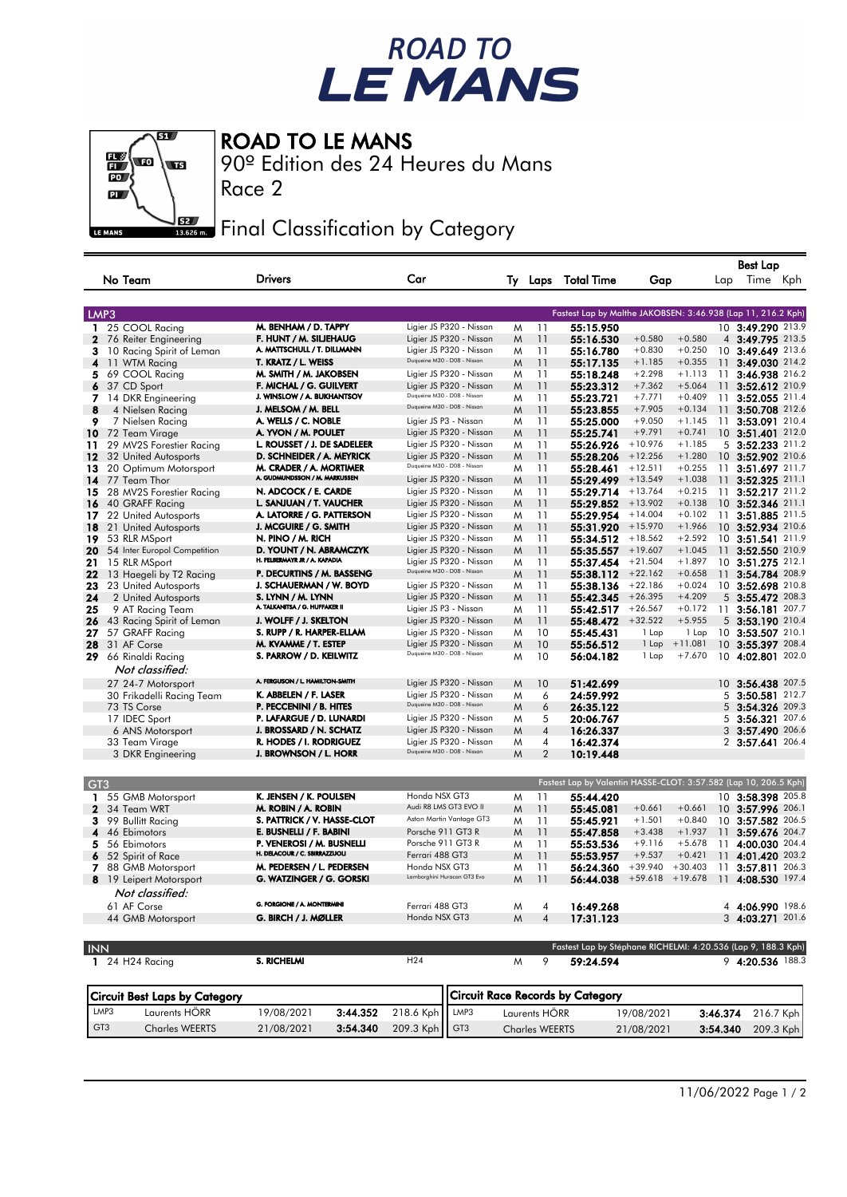# ROAD TO LE MANS

## ROAD TO LE MANS

90º Edition des 24 Heures du Mans

Race 2

## Final Classification by Category

| | No Team | Drivers | Car | Ty | Laps | Total Time | Gap | | Best Lap Lap | Time | Kph |
|---|---|---|---|---|---|---|---|---|---|---|---|
| **LMP3** | | | | | | Fastest Lap by Malthe JAKOBSEN: 3:46.938 (Lap 11, 216.2 Kph) | | | | | |
| 1 | 25 COOL Racing | M. BENHAM / D. TAPPY | Ligier JS P320 - Nissan | M | 11 | 55:15.950 | | | 10 | 3:49.290 | 213.9 |
| 2 | 76 Reiter Engineering | F. HUNT / M. SILJEHAUG | Ligier JS P320 - Nissan | M | 11 | 55:16.530 | +0.580 | +0.580 | 4 | 3:49.795 | 213.5 |
| 3 | 10 Racing Spirit of Leman | A. MATTSCHULL / T. DILLMANN | Ligier JS P320 - Nissan | M | 11 | 55:16.780 | +0.830 | +0.250 | 10 | 3:49.649 | 213.6 |
| 4 | 11 WTM Racing | T. KRATZ / L. WEISS | Duqueine M30 - D08 - Nissan | M | 11 | 55:17.135 | +1.185 | +0.355 | 11 | 3:49.030 | 214.2 |
| 5 | 69 COOL Racing | M. SMITH / M. JAKOBSEN | Ligier JS P320 - Nissan | M | 11 | 55:18.248 | +2.298 | +1.113 | 11 | 3:46.938 | 216.2 |
| 6 | 37 CD Sport | F. MICHAL / G. GUILVERT | Ligier JS P320 - Nissan | M | 11 | 55:23.312 | +7.362 | +5.064 | 11 | 3:52.612 | 210.9 |
| 7 | 14 DKR Engineering | J. WINSLOW / A. BUKHANTSOV | Duqueine M30 - D08 - Nissan | M | 11 | 55:23.721 | +7.771 | +0.409 | 11 | 3:52.055 | 211.4 |
| 8 | 4 Nielsen Racing | J. MELSOM / M. BELL | Duqueine M30 - D08 - Nissan | M | 11 | 55:23.855 | +7.905 | +0.134 | 11 | 3:50.708 | 212.6 |
| 9 | 7 Nielsen Racing | A. WELLS / C. NOBLE | Ligier JS P3 - Nissan | M | 11 | 55:25.000 | +9.050 | +1.145 | 11 | 3:53.091 | 210.4 |
| 10 | 72 Team Virage | A. YVON / M. POULET | Ligier JS P320 - Nissan | M | 11 | 55:25.741 | +9.791 | +0.741 | 10 | 3:51.401 | 212.0 |
| 11 | 29 MV2S Forestier Racing | L. ROUSSET / J. DE SADELEER | Ligier JS P320 - Nissan | M | 11 | 55:26.926 | +10.976 | +1.185 | 5 | 3:52.233 | 211.2 |
| 12 | 32 United Autosports | D. SCHNEIDER / A. MEYRICK | Ligier JS P320 - Nissan | M | 11 | 55:28.206 | +12.256 | +1.280 | 10 | 3:52.902 | 210.6 |
| 13 | 20 Optimum Motorsport | M. CRADER / A. MORTIMER | Duqueine M30 - D08 - Nissan | M | 11 | 55:28.461 | +12.511 | +0.255 | 11 | 3:51.697 | 211.7 |
| 14 | 77 Team Thor | A. GUDMUNDSSON / M. MARKUSSEN | Ligier JS P320 - Nissan | M | 11 | 55:29.499 | +13.549 | +1.038 | 11 | 3:52.325 | 211.1 |
| 15 | 28 MV2S Forestier Racing | N. ADCOCK / E. CARDE | Ligier JS P320 - Nissan | M | 11 | 55:29.714 | +13.764 | +0.215 | 11 | 3:52.217 | 211.2 |
| 16 | 40 GRAFF Racing | L. SANJUAN / T. VAUCHER | Ligier JS P320 - Nissan | M | 11 | 55:29.852 | +13.902 | +0.138 | 10 | 3:52.346 | 211.1 |
| 17 | 22 United Autosports | A. LATORRE / G. PATTERSON | Ligier JS P320 - Nissan | M | 11 | 55:29.954 | +14.004 | +0.102 | 11 | 3:51.885 | 211.5 |
| 18 | 21 United Autosports | J. MCGUIRE / G. SMITH | Ligier JS P320 - Nissan | M | 11 | 55:31.920 | +15.970 | +1.966 | 10 | 3:52.934 | 210.6 |
| 19 | 53 RLR MSport | N. PINO / M. RICH | Ligier JS P320 - Nissan | M | 11 | 55:34.512 | +18.562 | +2.592 | 10 | 3:51.541 | 211.9 |
| 20 | 54 Inter Europol Competition | D. YOUNT / N. ABRAMCZYK | Ligier JS P320 - Nissan | M | 11 | 55:35.557 | +19.607 | +1.045 | 11 | 3:52.550 | 210.9 |
| 21 | 15 RLR MSport | H. FELBERMAYR JR / A. KAPADIA | Ligier JS P320 - Nissan | M | 11 | 55:37.454 | +21.504 | +1.897 | 10 | 3:51.275 | 212.1 |
| 22 | 13 Haegeli by T2 Racing | P. DECURTINS / M. BASSENG | Duqueine M30 - D08 - Nissan | M | 11 | 55:38.112 | +22.162 | +0.658 | 11 | 3:54.784 | 208.9 |
| 23 | 23 United Autosports | J. SCHAUERMAN / W. BOYD | Ligier JS P320 - Nissan | M | 11 | 55:38.136 | +22.186 | +0.024 | 10 | 3:52.698 | 210.8 |
| 24 | 2 United Autosports | S. LYNN / M. LYNN | Ligier JS P320 - Nissan | M | 11 | 55:42.345 | +26.395 | +4.209 | 5 | 3:55.472 | 208.3 |
| 25 | 9 AT Racing Team | A. TALKANITSA / G. HUFFAKER II | Ligier JS P3 - Nissan | M | 11 | 55:42.517 | +26.567 | +0.172 | 11 | 3:56.181 | 207.7 |
| 26 | 43 Racing Spirit of Leman | J. WOLFF / J. SKELTON | Ligier JS P320 - Nissan | M | 11 | 55:48.472 | +32.522 | +5.955 | 5 | 3:53.190 | 210.4 |
| 27 | 57 GRAFF Racing | S. RUPP / R. HARPER-ELLAM | Ligier JS P320 - Nissan | M | 10 | 55:45.431 | 1 Lap | 1 Lap | 10 | 3:53.507 | 210.1 |
| 28 | 31 AF Corse | M. KVAMME / T. ESTEP | Ligier JS P320 - Nissan | M | 10 | 55:56.512 | 1 Lap | +11.081 | 10 | 3:55.397 | 208.4 |
| 29 | 66 Rinaldi Racing | S. PARROW / D. KEILWITZ | Duqueine M30 - D08 - Nissan | M | 10 | 56:04.182 | 1 Lap | +7.670 | 10 | 4:02.801 | 202.0 |
| | *Not classified:* | | | | | | | | | | |
| | 27 24-7 Motorsport | A. FERGUSON / L. HAMILTON-SMITH | Ligier JS P320 - Nissan | M | 10 | 51:42.699 | | | 10 | 3:56.438 | 207.5 |
| | 30 Frikadelli Racing Team | K. ABBELEN / F. LASER | Ligier JS P320 - Nissan | M | 6 | 24:59.992 | | | 5 | 3:50.581 | 212.7 |
| | 73 TS Corse | P. PECCENINI / B. HITES | Duqueine M30 - D08 - Nissan | M | 6 | 26:35.122 | | | 5 | 3:54.326 | 209.3 |
| | 17 IDEC Sport | P. LAFARGUE / D. LUNARDI | Ligier JS P320 - Nissan | M | 5 | 20:06.767 | | | 5 | 3:56.321 | 207.6 |
| | 6 ANS Motorsport | J. BROSSARD / N. SCHATZ | Ligier JS P320 - Nissan | M | 4 | 16:26.337 | | | 3 | 3:57.490 | 206.6 |
| | 33 Team Virage | R. HODES / I. RODRIGUEZ | Ligier JS P320 - Nissan | M | 4 | 16:42.374 | | | 2 | 3:57.641 | 206.4 |
| | 3 DKR Engineering | J. BROWNSON / L. HORR | Duqueine M30 - D08 - Nissan | M | 2 | 10:19.448 | | | | | |
| **GT3** | | | | | | Fastest Lap by Valentin HASSE-CLOT: 3:57.582 (Lap 10, 206.5 Kph) | | | | | |
| 1 | 55 GMB Motorsport | K. JENSEN / K. POULSEN | Honda NSX GT3 | M | 11 | 55:44.420 | | | 10 | 3:58.398 | 205.8 |
| 2 | 34 Team WRT | M. ROBIN / A. ROBIN | Audi R8 LMS GT3 EVO II | M | 11 | 55:45.081 | +0.661 | +0.661 | 10 | 3:57.996 | 206.1 |
| 3 | 99 Bullitt Racing | S. PATTRICK / V. HASSE-CLOT | Aston Martin Vantage GT3 | M | 11 | 55:45.921 | +1.501 | +0.840 | 10 | 3:57.582 | 206.5 |
| 4 | 46 Ebimotors | E. BUSNELLI / F. BABINI | Porsche 911 GT3 R | M | 11 | 55:47.858 | +3.438 | +1.937 | 11 | 3:59.676 | 204.7 |
| 5 | 56 Ebimotors | P. VENEROSI / M. BUSNELLI | Porsche 911 GT3 R | M | 11 | 55:53.536 | +9.116 | +5.678 | 11 | 4:00.030 | 204.4 |
| 6 | 52 Spirit of Race | H. DELACOUR / C. SBIRRAZZUOLI | Ferrari 488 GT3 | M | 11 | 55:53.957 | +9.537 | +0.421 | 11 | 4:01.420 | 203.2 |
| 7 | 88 GMB Motorsport | M. PEDERSEN / L. PEDERSEN | Honda NSX GT3 | M | 11 | 56:24.360 | +39.940 | +30.403 | 11 | 3:57.811 | 206.3 |
| 8 | 19 Leipert Motorsport | G. WATZINGER / G. GORSKI | Lamborghini Huracan GT3 Evo | M | 11 | 56:44.038 | +59.618 | +19.678 | 11 | 4:08.530 | 197.4 |
| | *Not classified:* | | | | | | | | | | |
| | 61 AF Corse | G. FORGIONE / A. MONTERMINI | Ferrari 488 GT3 | M | 4 | 16:49.268 | | | 4 | 4:06.990 | 198.6 |
| | 44 GMB Motorsport | G. BIRCH / J. MØLLER | Honda NSX GT3 | M | 4 | 17:31.123 | | | 3 | 4:03.271 | 201.6 |
| **INN** | | | | | | Fastest Lap by Stéphane RICHELMI: 4:20.536 (Lap 9, 188.3 Kph) | | | | | |
| 1 | 24 H24 Racing | S. RICHELMI | H24 | M | 9 | 59:24.594 | | | 9 | 4:20.536 | 188.3 |

| Circuit Best Laps by Category | | | | |
|---|---|---|---|---|
| LMP3 | Laurents HÖRR | 19/08/2021 | 3:44.352 | 218.6 Kph |
| GT3 | Charles WEERTS | 21/08/2021 | 3:54.340 | 209.3 Kph |

| Circuit Race Records by Category | | | | |
|---|---|---|---|---|
| LMP3 | Laurents HÖRR | 19/08/2021 | 3:46.374 | 216.7 Kph |
| GT3 | Charles WEERTS | 21/08/2021 | 3:54.340 | 209.3 Kph |

11/06/2022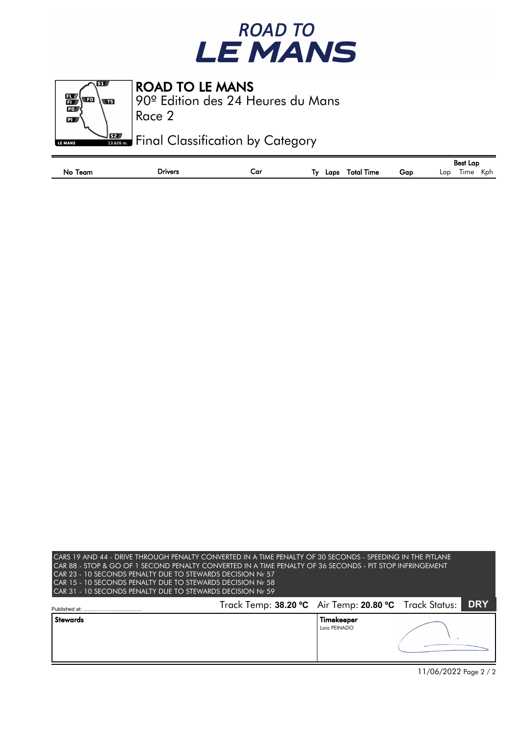# ROAD TO LE MANS

90º Edition des 24 Heures du Mans

Race 2

Final Classification by Category

| No | Team | Drivers | Car | Ty | Laps | Total Time | Gap | Best Lap | | |
|---|---|---|---|---|---|---|---|---|---|---|
| | | | | | | | | Lap | Time | Kph |

CARS 19 AND 44 - DRIVE THROUGH PENALTY CONVERTED IN A TIME PENALTY OF 30 SECONDS - SPEEDING IN THE PITLANE
CAR 88 - STOP & GO OF 1 SECOND PENALTY CONVERTED IN A TIME PENALTY OF 36 SECONDS - PIT STOP INFRINGEMENT
CAR 23 - 10 SECONDS PENALTY DUE TO STEWARDS DECISION Nr 57
CAR 15 - 10 SECONDS PENALTY DUE TO STEWARDS DECISION Nr 58
CAR 31 - 10 SECONDS PENALTY DUE TO STEWARDS DECISION Nr 59

Published at: .........................................

Track Temp: **38.20 ºC** Air Temp: **20.80 ºC** Track Status: **DRY**

**Stewards**

**Timekeeper**
Laia PEINADO

11/06/2022